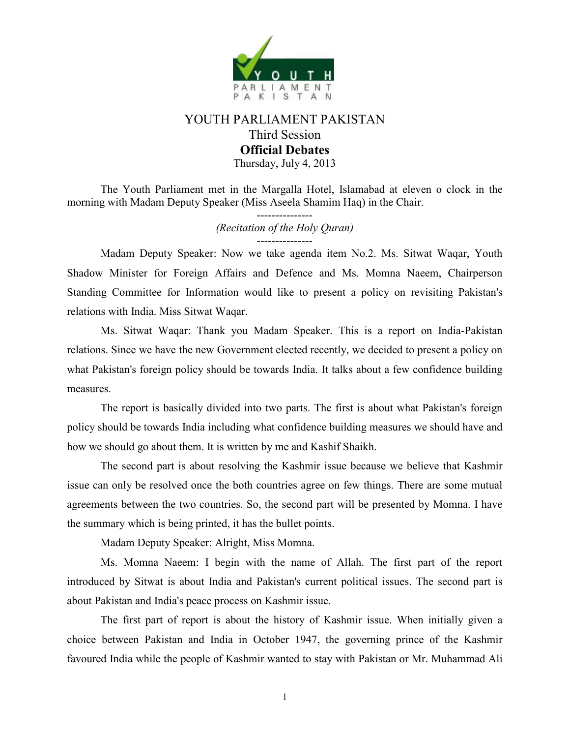# YOUTH PARLIAMENT PAKISTAN

## Third Session

## **Official Debates**

Thursday, July 4, 2013

The Youth Parliament met in the Margalla Hotel, Islamabad at eleven o clock in the morning with Madam Deputy Speaker (Miss Aseela Shamim Haq) in the Chair.

---------------

*(Recitation of the Holy Quran)*

---------------

Madam Deputy Speaker: Now we take agenda item No.2. Ms. Sitwat Waqar, Youth Shadow Minister for Foreign Affairs and Defence and Ms. Momna Naeem, Chairperson Standing Committee for Information would like to present a policy on revisiting Pakistan's relations with India. Miss Sitwat Waqar.

Ms. Sitwat Waqar: Thank you Madam Speaker. This is a report on India-Pakistan relations. Since we have the new Government elected recently, we decided to present a policy on what Pakistan's foreign policy should be towards India. It talks about a few confidence building measures.

The report is basically divided into two parts. The first is about what Pakistan's foreign policy should be towards India including what confidence building measures we should have and how we should go about them. It is written by me and Kashif Shaikh.

The second part is about resolving the Kashmir issue because we believe that Kashmir issue can only be resolved once the both countries agree on few things. There are some mutual agreements between the two countries. So, the second part will be presented by Momna. I have the summary which is being printed, it has the bullet points.

Madam Deputy Speaker: Alright, Miss Momna.

Ms. Momna Naeem: I begin with the name of Allah. The first part of the report introduced by Sitwat is about India and Pakistan's current political issues. The second part is about Pakistan and India's peace process on Kashmir issue.

The first part of report is about the history of Kashmir issue. When initially given a choice between Pakistan and India in October 1947, the governing prince of the Kashmir favoured India while the people of Kashmir wanted to stay with Pakistan or Mr. Muhammad Ali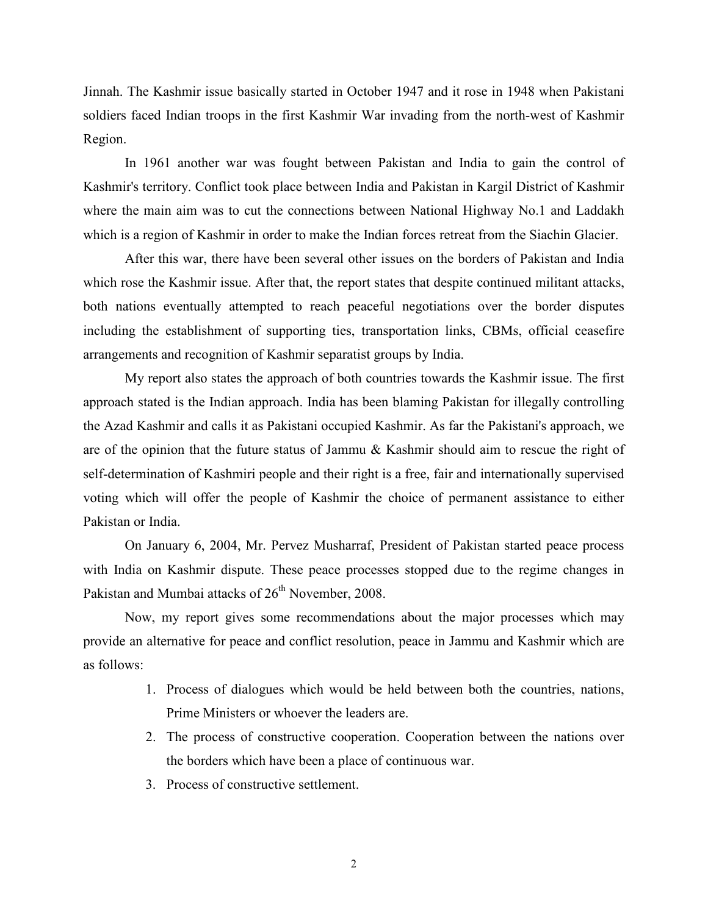Jinnah. The Kashmir issue basically started in October 1947 and it rose in 1948 when Pakistani soldiers faced Indian troops in the first Kashmir War invading from the north-west of Kashmir Region.

In 1961 another war was fought between Pakistan and India to gain the control of Kashmir's territory. Conflict took place between India and Pakistan in Kargil District of Kashmir where the main aim was to cut the connections between National Highway No.1 and Laddakh which is a region of Kashmir in order to make the Indian forces retreat from the Siachin Glacier.

After this war, there have been several other issues on the borders of Pakistan and India which rose the Kashmir issue. After that, the report states that despite continued militant attacks, both nations eventually attempted to reach peaceful negotiations over the border disputes including the establishment of supporting ties, transportation links, CBMs, official ceasefire arrangements and recognition of Kashmir separatist groups by India.

My report also states the approach of both countries towards the Kashmir issue. The first approach stated is the Indian approach. India has been blaming Pakistan for illegally controlling the Azad Kashmir and calls it as Pakistani occupied Kashmir. As far the Pakistani's approach, we are of the opinion that the future status of Jammu & Kashmir should aim to rescue the right of self-determination of Kashmiri people and their right is a free, fair and internationally supervised voting which will offer the people of Kashmir the choice of permanent assistance to either Pakistan or India.

On January 6, 2004, Mr. Pervez Musharraf, President of Pakistan started peace process with India on Kashmir dispute. These peace processes stopped due to the regime changes in Pakistan and Mumbai attacks of 26th November, 2008.

Now, my report gives some recommendations about the major processes which may provide an alternative for peace and conflict resolution, peace in Jammu and Kashmir which are as follows:

1. Process of dialogues which would be held between both the countries, nations, Prime Ministers or whoever the leaders are.
2. The process of constructive cooperation. Cooperation between the nations over the borders which have been a place of continuous war.
3. Process of constructive settlement.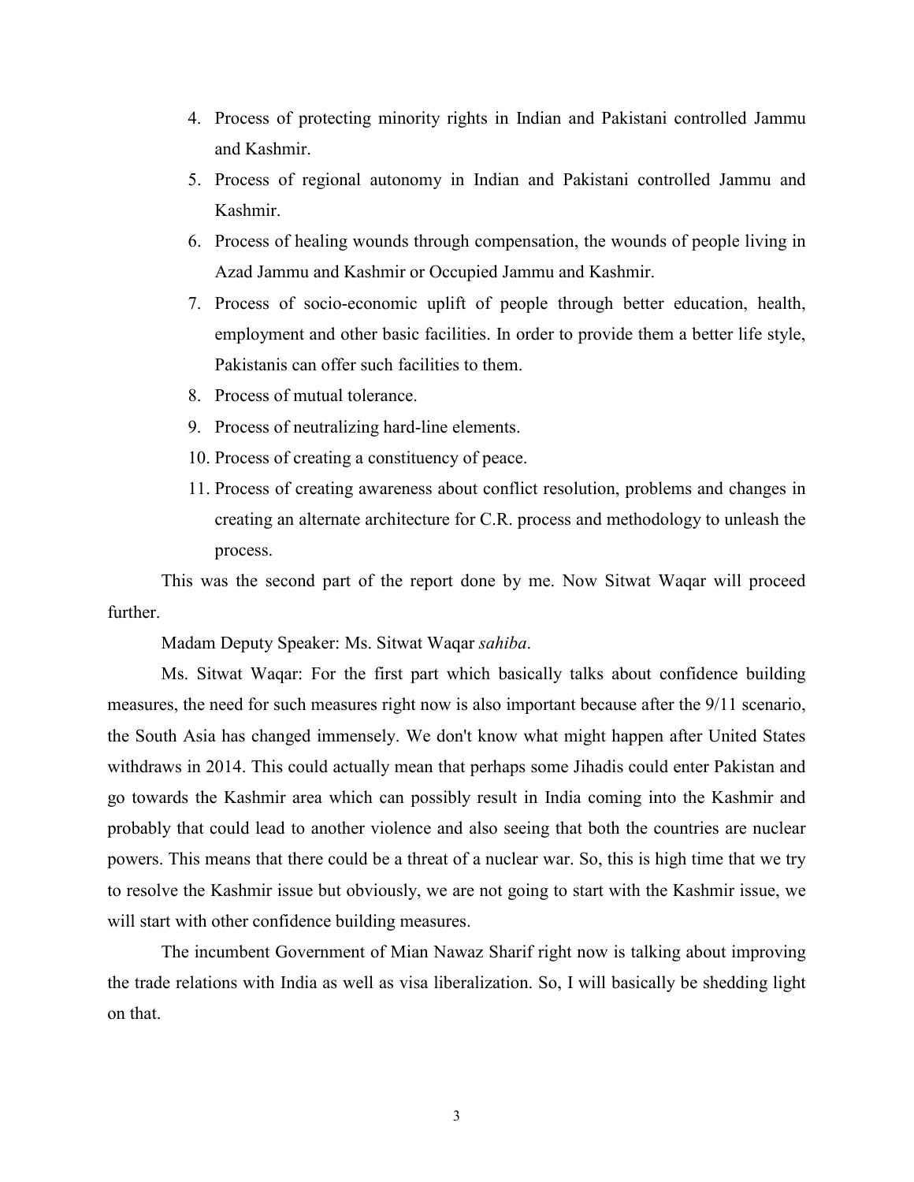4. Process of protecting minority rights in Indian and Pakistani controlled Jammu and Kashmir.
5. Process of regional autonomy in Indian and Pakistani controlled Jammu and Kashmir.
6. Process of healing wounds through compensation, the wounds of people living in Azad Jammu and Kashmir or Occupied Jammu and Kashmir.
7. Process of socio-economic uplift of people through better education, health, employment and other basic facilities. In order to provide them a better life style, Pakistanis can offer such facilities to them.
8. Process of mutual tolerance.
9. Process of neutralizing hard-line elements.
10. Process of creating a constituency of peace.
11. Process of creating awareness about conflict resolution, problems and changes in creating an alternate architecture for C.R. process and methodology to unleash the process.

This was the second part of the report done by me. Now Sitwat Waqar will proceed further.

Madam Deputy Speaker: Ms. Sitwat Waqar *sahiba*.

Ms. Sitwat Waqar: For the first part which basically talks about confidence building measures, the need for such measures right now is also important because after the 9/11 scenario, the South Asia has changed immensely. We don't know what might happen after United States withdraws in 2014. This could actually mean that perhaps some Jihadis could enter Pakistan and go towards the Kashmir area which can possibly result in India coming into the Kashmir and probably that could lead to another violence and also seeing that both the countries are nuclear powers. This means that there could be a threat of a nuclear war. So, this is high time that we try to resolve the Kashmir issue but obviously, we are not going to start with the Kashmir issue, we will start with other confidence building measures.

The incumbent Government of Mian Nawaz Sharif right now is talking about improving the trade relations with India as well as visa liberalization. So, I will basically be shedding light on that.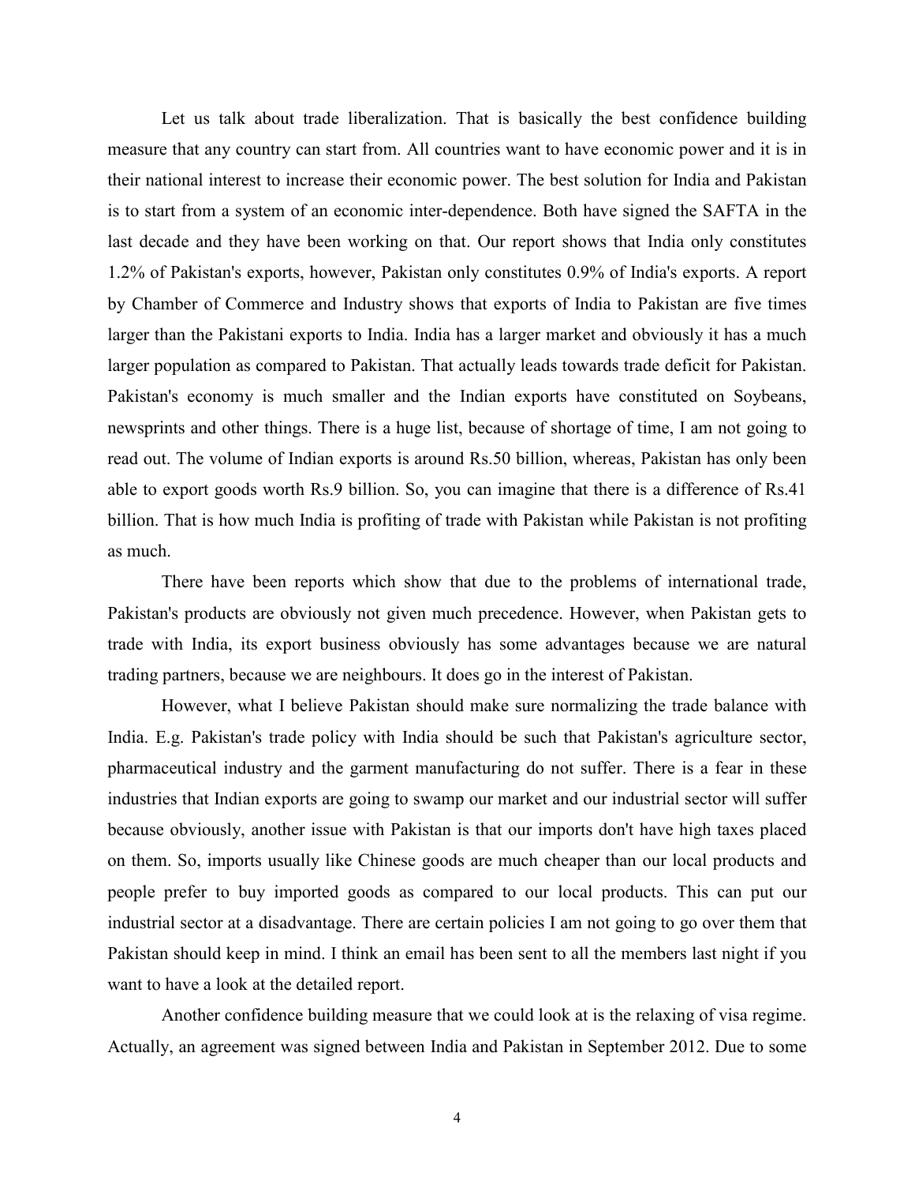Let us talk about trade liberalization. That is basically the best confidence building measure that any country can start from. All countries want to have economic power and it is in their national interest to increase their economic power. The best solution for India and Pakistan is to start from a system of an economic inter-dependence. Both have signed the SAFTA in the last decade and they have been working on that. Our report shows that India only constitutes 1.2% of Pakistan's exports, however, Pakistan only constitutes 0.9% of India's exports. A report by Chamber of Commerce and Industry shows that exports of India to Pakistan are five times larger than the Pakistani exports to India. India has a larger market and obviously it has a much larger population as compared to Pakistan. That actually leads towards trade deficit for Pakistan. Pakistan's economy is much smaller and the Indian exports have constituted on Soybeans, newsprints and other things. There is a huge list, because of shortage of time, I am not going to read out. The volume of Indian exports is around Rs.50 billion, whereas, Pakistan has only been able to export goods worth Rs.9 billion. So, you can imagine that there is a difference of Rs.41 billion. That is how much India is profiting of trade with Pakistan while Pakistan is not profiting as much.

There have been reports which show that due to the problems of international trade, Pakistan's products are obviously not given much precedence. However, when Pakistan gets to trade with India, its export business obviously has some advantages because we are natural trading partners, because we are neighbours. It does go in the interest of Pakistan.

However, what I believe Pakistan should make sure normalizing the trade balance with India. E.g. Pakistan's trade policy with India should be such that Pakistan's agriculture sector, pharmaceutical industry and the garment manufacturing do not suffer. There is a fear in these industries that Indian exports are going to swamp our market and our industrial sector will suffer because obviously, another issue with Pakistan is that our imports don't have high taxes placed on them. So, imports usually like Chinese goods are much cheaper than our local products and people prefer to buy imported goods as compared to our local products. This can put our industrial sector at a disadvantage. There are certain policies I am not going to go over them that Pakistan should keep in mind. I think an email has been sent to all the members last night if you want to have a look at the detailed report.

Another confidence building measure that we could look at is the relaxing of visa regime. Actually, an agreement was signed between India and Pakistan in September 2012. Due to some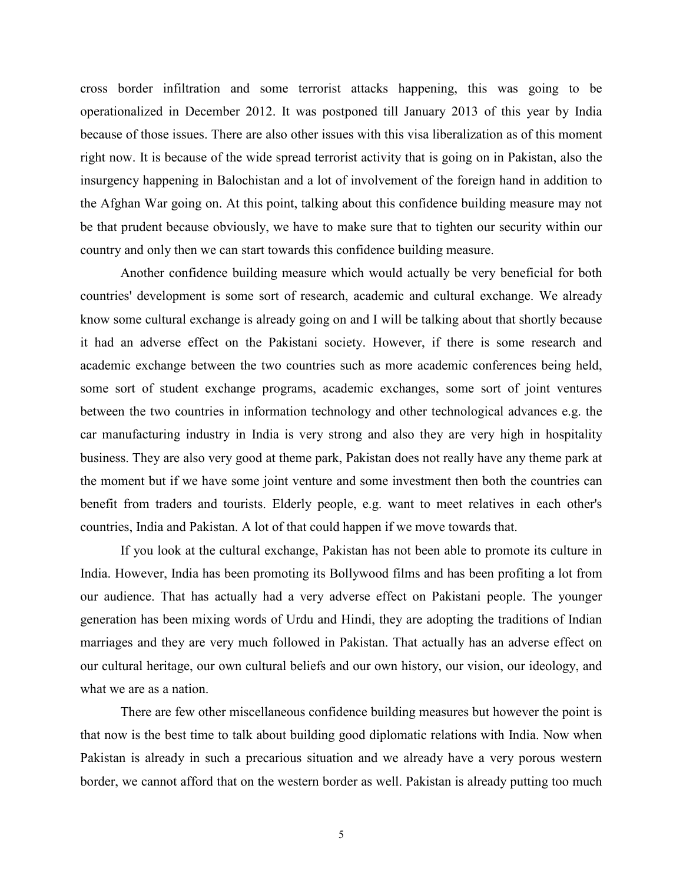cross border infiltration and some terrorist attacks happening, this was going to be operationalized in December 2012. It was postponed till January 2013 of this year by India because of those issues. There are also other issues with this visa liberalization as of this moment right now. It is because of the wide spread terrorist activity that is going on in Pakistan, also the insurgency happening in Balochistan and a lot of involvement of the foreign hand in addition to the Afghan War going on. At this point, talking about this confidence building measure may not be that prudent because obviously, we have to make sure that to tighten our security within our country and only then we can start towards this confidence building measure.

Another confidence building measure which would actually be very beneficial for both countries' development is some sort of research, academic and cultural exchange. We already know some cultural exchange is already going on and I will be talking about that shortly because it had an adverse effect on the Pakistani society. However, if there is some research and academic exchange between the two countries such as more academic conferences being held, some sort of student exchange programs, academic exchanges, some sort of joint ventures between the two countries in information technology and other technological advances e.g. the car manufacturing industry in India is very strong and also they are very high in hospitality business. They are also very good at theme park, Pakistan does not really have any theme park at the moment but if we have some joint venture and some investment then both the countries can benefit from traders and tourists. Elderly people, e.g. want to meet relatives in each other's countries, India and Pakistan. A lot of that could happen if we move towards that.

If you look at the cultural exchange, Pakistan has not been able to promote its culture in India. However, India has been promoting its Bollywood films and has been profiting a lot from our audience. That has actually had a very adverse effect on Pakistani people. The younger generation has been mixing words of Urdu and Hindi, they are adopting the traditions of Indian marriages and they are very much followed in Pakistan. That actually has an adverse effect on our cultural heritage, our own cultural beliefs and our own history, our vision, our ideology, and what we are as a nation.

There are few other miscellaneous confidence building measures but however the point is that now is the best time to talk about building good diplomatic relations with India. Now when Pakistan is already in such a precarious situation and we already have a very porous western border, we cannot afford that on the western border as well. Pakistan is already putting too much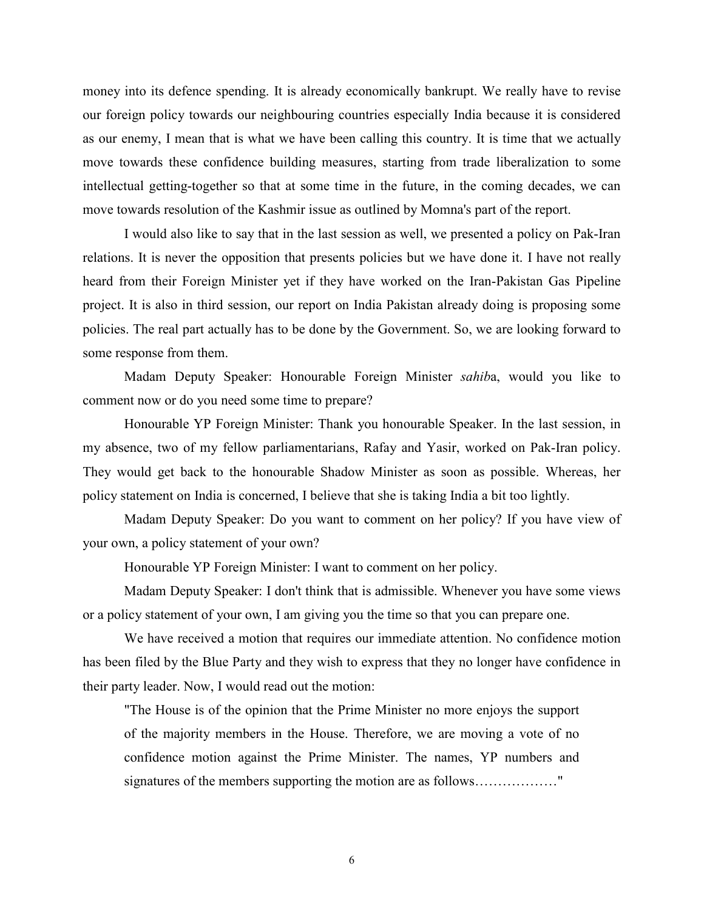money into its defence spending. It is already economically bankrupt. We really have to revise our foreign policy towards our neighbouring countries especially India because it is considered as our enemy, I mean that is what we have been calling this country. It is time that we actually move towards these confidence building measures, starting from trade liberalization to some intellectual getting-together so that at some time in the future, in the coming decades, we can move towards resolution of the Kashmir issue as outlined by Momna's part of the report.

I would also like to say that in the last session as well, we presented a policy on Pak-Iran relations. It is never the opposition that presents policies but we have done it. I have not really heard from their Foreign Minister yet if they have worked on the Iran-Pakistan Gas Pipeline project. It is also in third session, our report on India Pakistan already doing is proposing some policies. The real part actually has to be done by the Government. So, we are looking forward to some response from them.

Madam Deputy Speaker: Honourable Foreign Minister *sahib*a, would you like to comment now or do you need some time to prepare?

Honourable YP Foreign Minister: Thank you honourable Speaker. In the last session, in my absence, two of my fellow parliamentarians, Rafay and Yasir, worked on Pak-Iran policy. They would get back to the honourable Shadow Minister as soon as possible. Whereas, her policy statement on India is concerned, I believe that she is taking India a bit too lightly.

Madam Deputy Speaker: Do you want to comment on her policy? If you have view of your own, a policy statement of your own?

Honourable YP Foreign Minister: I want to comment on her policy.

Madam Deputy Speaker: I don't think that is admissible. Whenever you have some views or a policy statement of your own, I am giving you the time so that you can prepare one.

We have received a motion that requires our immediate attention. No confidence motion has been filed by the Blue Party and they wish to express that they no longer have confidence in their party leader. Now, I would read out the motion:

> "The House is of the opinion that the Prime Minister no more enjoys the support of the majority members in the House. Therefore, we are moving a vote of no confidence motion against the Prime Minister. The names, YP numbers and signatures of the members supporting the motion are as follows………………"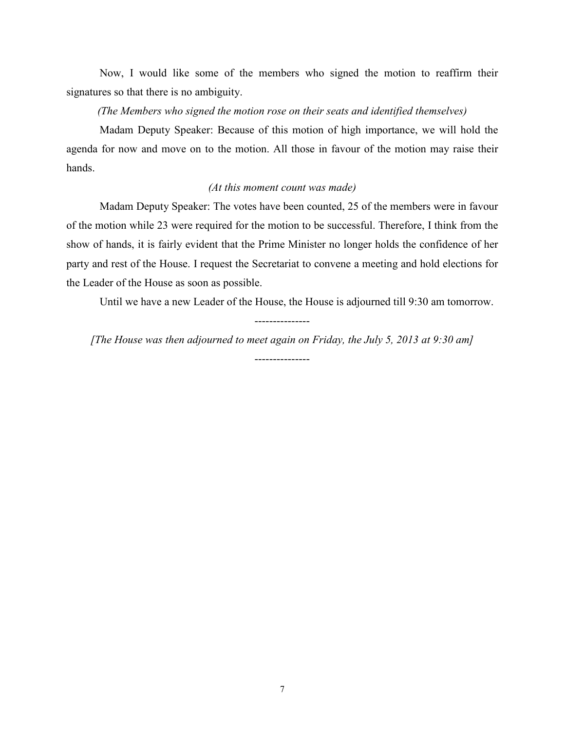Now, I would like some of the members who signed the motion to reaffirm their signatures so that there is no ambiguity.

*(The Members who signed the motion rose on their seats and identified themselves)*

Madam Deputy Speaker: Because of this motion of high importance, we will hold the agenda for now and move on to the motion. All those in favour of the motion may raise their hands.

*(At this moment count was made)*

Madam Deputy Speaker: The votes have been counted, 25 of the members were in favour of the motion while 23 were required for the motion to be successful. Therefore, I think from the show of hands, it is fairly evident that the Prime Minister no longer holds the confidence of her party and rest of the House. I request the Secretariat to convene a meeting and hold elections for the Leader of the House as soon as possible.

Until we have a new Leader of the House, the House is adjourned till 9:30 am tomorrow.

---------------

*[The House was then adjourned to meet again on Friday, the July 5, 2013 at 9:30 am]*

---------------